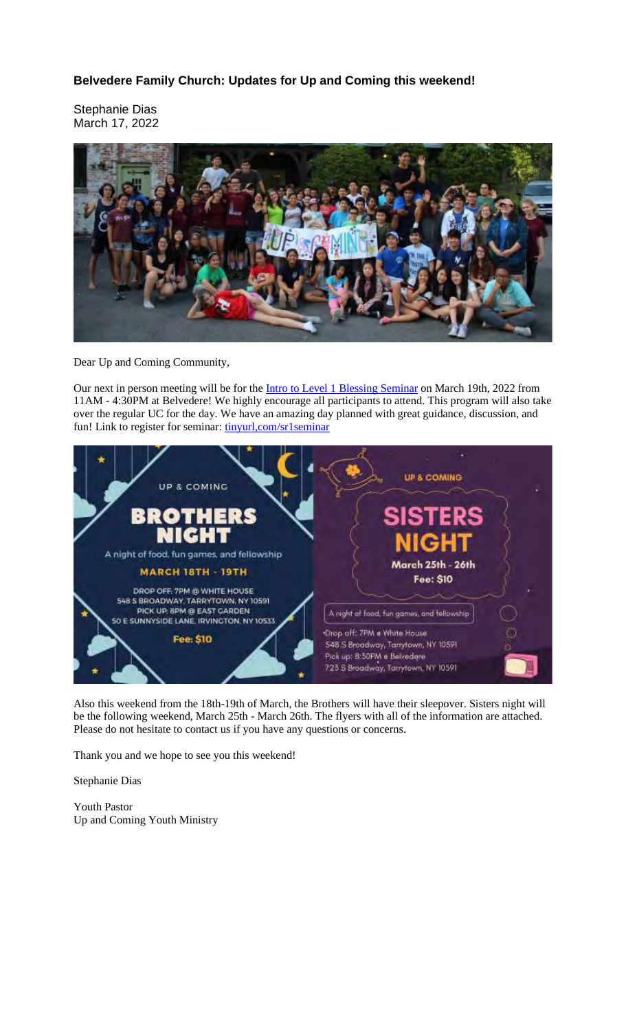**Belvedere Family Church: Updates for Up and Coming this weekend!**

Stephanie Dias
March 17, 2022

Dear Up and Coming Community,

Our next in person meeting will be for the [Intro to Level 1 Blessing Seminar](tinyurl,com/sr1seminar) on March 19th, 2022 from 11AM - 4:30PM at Belvedere! We highly encourage all participants to attend. This program will also take over the regular UC for the day. We have an amazing day planned with great guidance, discussion, and fun! Link to register for seminar: [tinyurl,com/sr1seminar](tinyurl,com/sr1seminar)

UP & COMING

**BROTHERS NIGHT**

A night of food, fun games, and fellowship

**MARCH 18TH - 19TH**

DROP OFF: 7PM @ WHITE HOUSE
548 S BROADWAY, TARRYTOWN, NY 10591
PICK UP: 8PM @ EAST GARDEN
50 E SUNNYSIDE LANE, IRVINGTON, NY 10533

**Fee: $10**

UP & COMING

**SISTERS NIGHT**

**March 25th - 26th**

**Fee: $10**

A night of food, fun games, and fellowship

- Drop off: 7PM @ White House
548 S Broadway, Tarrytown, NY 10591
Pick up: 8:30PM @ Belvedere
723 S Broadway, Tarrytown, NY 10591

Also this weekend from the 18th-19th of March, the Brothers will have their sleepover. Sisters night will be the following weekend, March 25th - March 26th. The flyers with all of the information are attached. Please do not hesitate to contact us if you have any questions or concerns.

Thank you and we hope to see you this weekend!

Stephanie Dias

Youth Pastor
Up and Coming Youth Ministry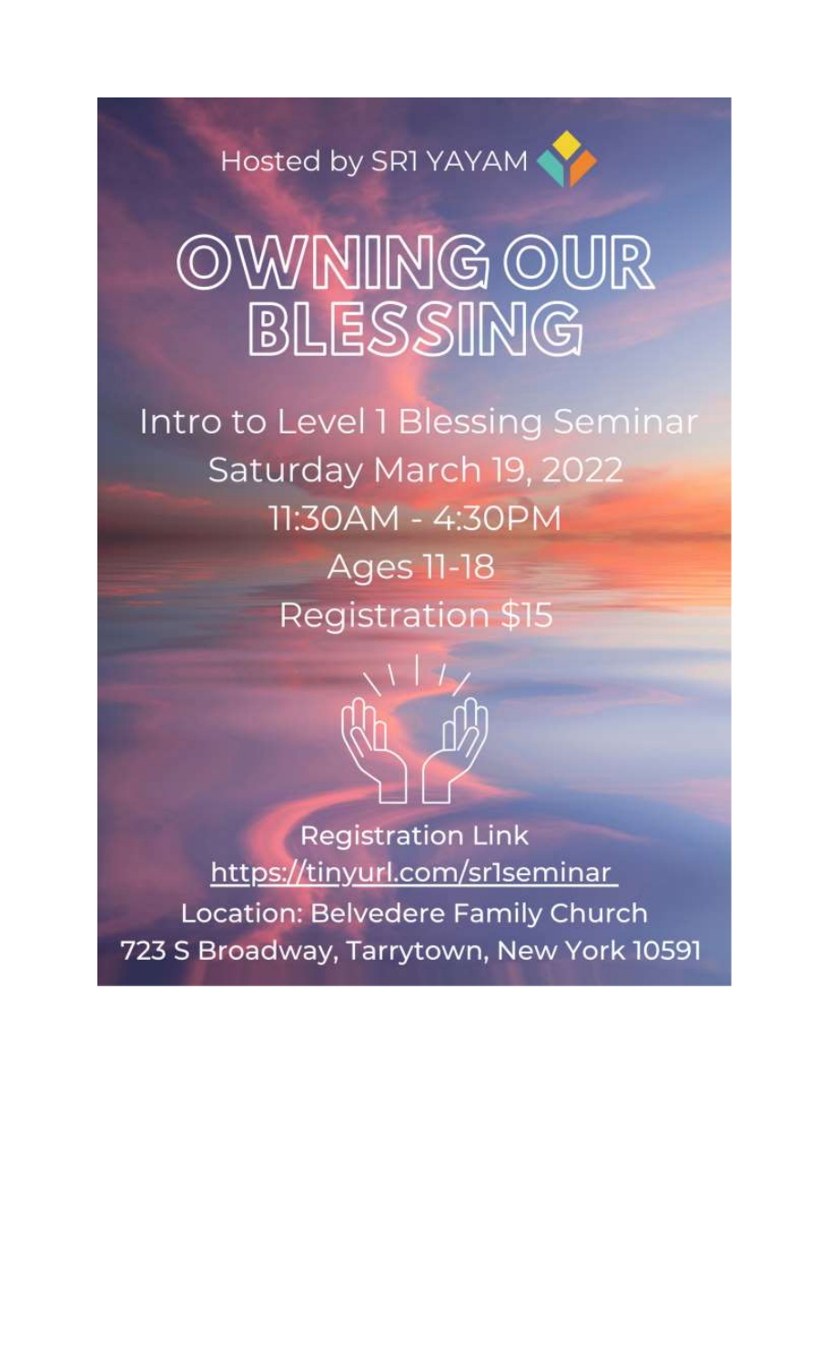Hosted by SR1 YAYAM

# OWNING OUR BLESSING

Intro to Level 1 Blessing Seminar

Saturday March 19, 2022

11:30AM - 4:30PM

Ages 11-18

Registration $15

Registration Link

https://tinyurl.com/sr1seminar

Location: Belvedere Family Church

723 S Broadway, Tarrytown, New York 10591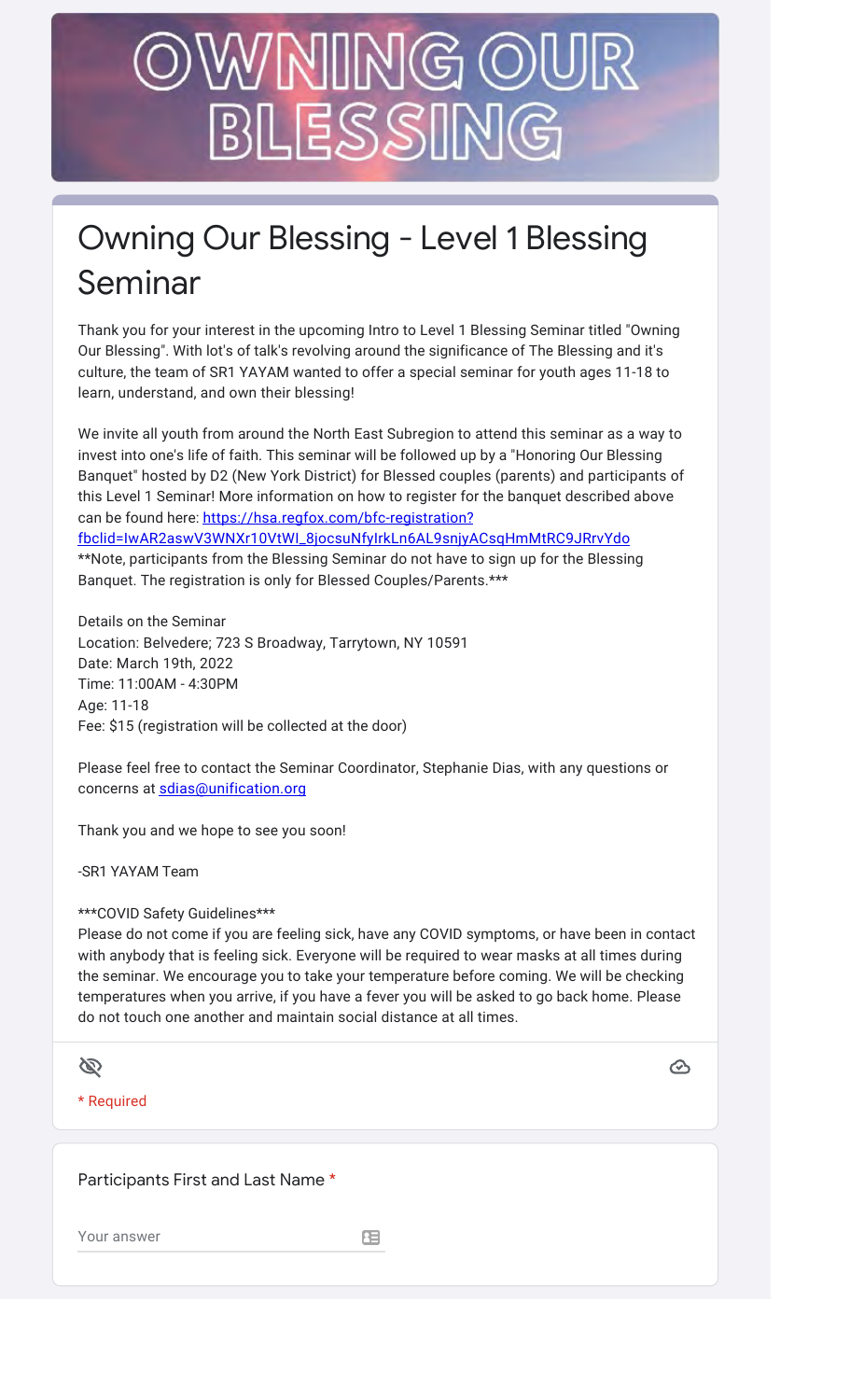# OWNING OUR BLESSING

# Owning Our Blessing - Level 1 Blessing Seminar

Thank you for your interest in the upcoming Intro to Level 1 Blessing Seminar titled "Owning Our Blessing". With lot's of talk's revolving around the significance of The Blessing and it's culture, the team of SR1 YAYAM wanted to offer a special seminar for youth ages 11-18 to learn, understand, and own their blessing!

We invite all youth from around the North East Subregion to attend this seminar as a way to invest into one's life of faith. This seminar will be followed up by a "Honoring Our Blessing Banquet" hosted by D2 (New York District) for Blessed couples (parents) and participants of this Level 1 Seminar! More information on how to register for the banquet described above can be found here: https://hsa.regfox.com/bfc-registration?fbclid=IwAR2aswV3WNXr10VtWI_8jocsuNfyIrkLn6AL9snjyACsqHmMtRC9JRrvYdo
**Note, participants from the Blessing Seminar do not have to sign up for the Blessing Banquet. The registration is only for Blessed Couples/Parents.***

Details on the Seminar
Location: Belvedere; 723 S Broadway, Tarrytown, NY 10591
Date: March 19th, 2022
Time: 11:00AM - 4:30PM
Age: 11-18
Fee: $15 (registration will be collected at the door)

Please feel free to contact the Seminar Coordinator, Stephanie Dias, with any questions or concerns at sdias@unification.org

Thank you and we hope to see you soon!

-SR1 YAYAM Team

***COVID Safety Guidelines***
Please do not come if you are feeling sick, have any COVID symptoms, or have been in contact with anybody that is feeling sick. Everyone will be required to wear masks at all times during the seminar. We encourage you to take your temperature before coming. We will be checking temperatures when you arrive, if you have a fever you will be asked to go back home. Please do not touch one another and maintain social distance at all times.

* Required

Participants First and Last Name *

Your answer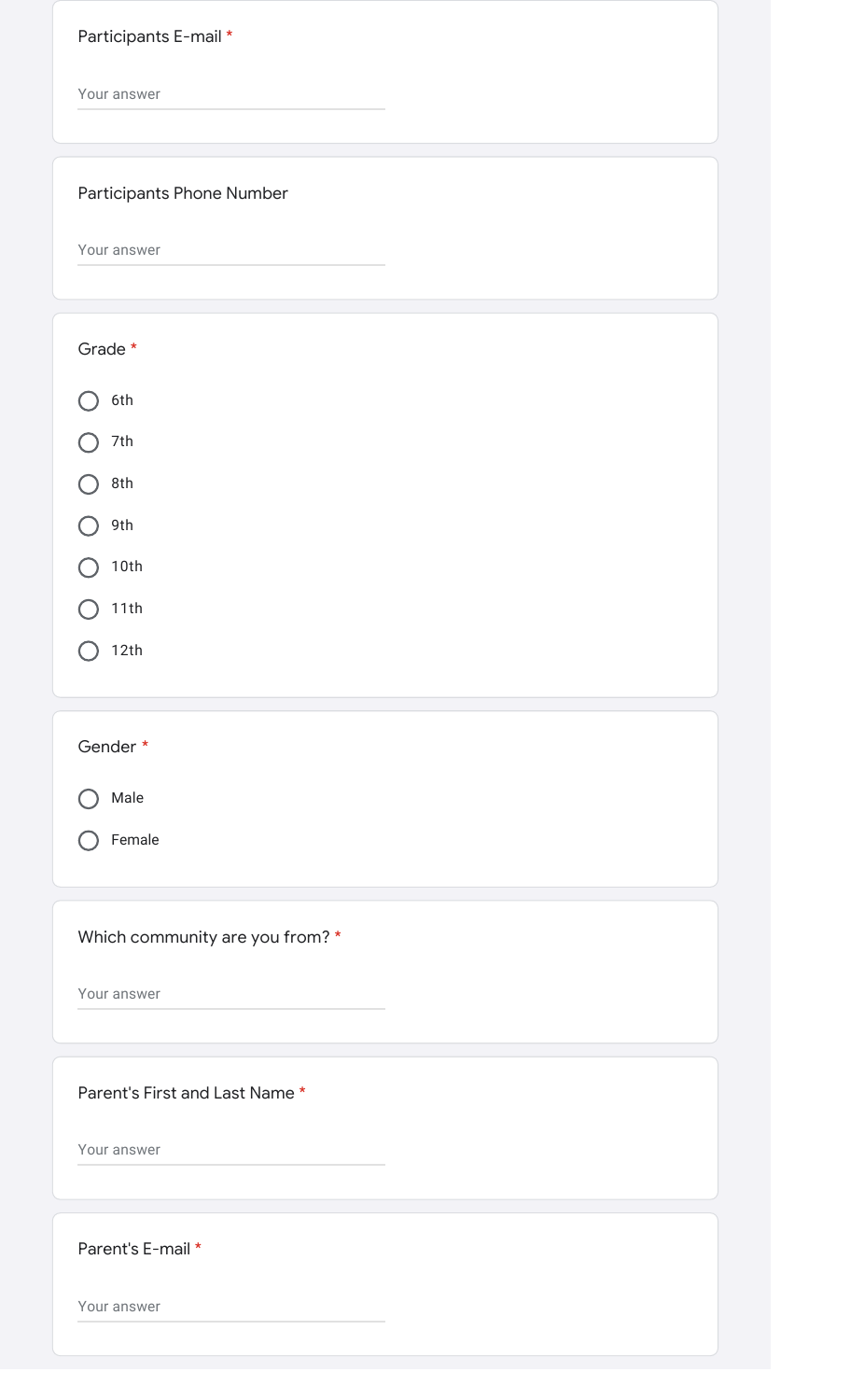Participants E-mail *

Your answer

Participants Phone Number

Your answer

Grade *

- 6th
- 7th
- 8th
- 9th
- 10th
- 11th
- 12th

Gender *

- Male
- Female

Which community are you from? *

Your answer

Parent's First and Last Name *

Your answer

Parent's E-mail *

Your answer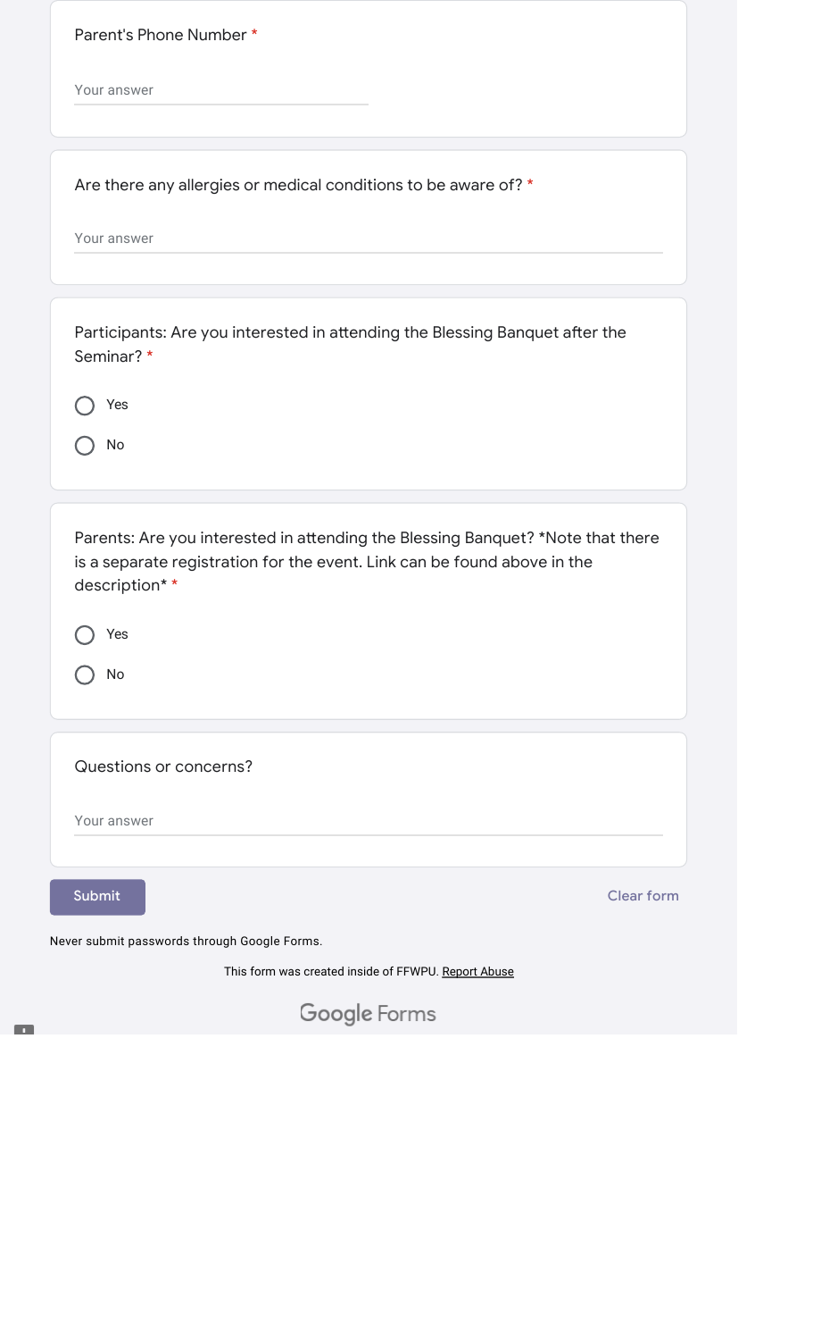Parent's Phone Number *

Your answer

Are there any allergies or medical conditions to be aware of? *

Your answer

Participants: Are you interested in attending the Blessing Banquet after the Seminar? *

- Yes
- No

Parents: Are you interested in attending the Blessing Banquet? *Note that there is a separate registration for the event. Link can be found above in the description* *

- Yes
- No

Questions or concerns?

Your answer

Submit

Clear form

Never submit passwords through Google Forms.

This form was created inside of FFWPU. Report Abuse

Google Forms